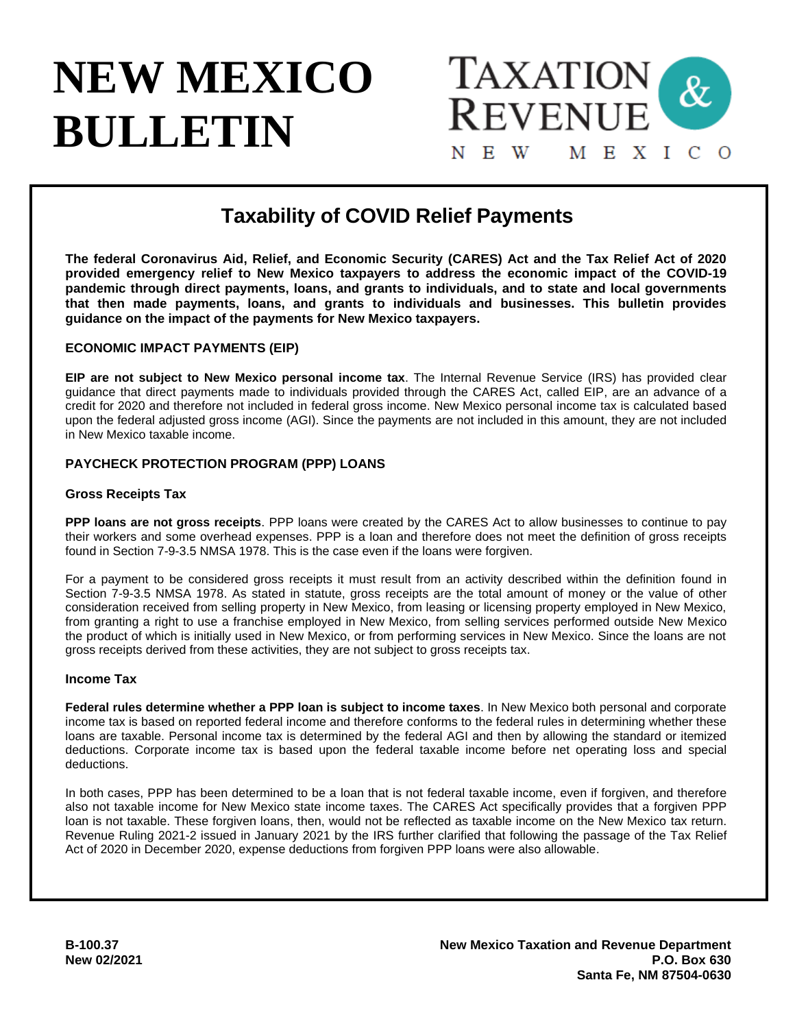# NEW MEXICO BULLETIN

TAXATION & REVENUE
NEW MEXICO

## Taxability of COVID Relief Payments

**The federal Coronavirus Aid, Relief, and Economic Security (CARES) Act and the Tax Relief Act of 2020 provided emergency relief to New Mexico taxpayers to address the economic impact of the COVID-19 pandemic through direct payments, loans, and grants to individuals, and to state and local governments that then made payments, loans, and grants to individuals and businesses. This bulletin provides guidance on the impact of the payments for New Mexico taxpayers.**

### ECONOMIC IMPACT PAYMENTS (EIP)

**EIP are not subject to New Mexico personal income tax**. The Internal Revenue Service (IRS) has provided clear guidance that direct payments made to individuals provided through the CARES Act, called EIP, are an advance of a credit for 2020 and therefore not included in federal gross income. New Mexico personal income tax is calculated based upon the federal adjusted gross income (AGI). Since the payments are not included in this amount, they are not included in New Mexico taxable income.

### PAYCHECK PROTECTION PROGRAM (PPP) LOANS

#### Gross Receipts Tax

**PPP loans are not gross receipts**. PPP loans were created by the CARES Act to allow businesses to continue to pay their workers and some overhead expenses. PPP is a loan and therefore does not meet the definition of gross receipts found in Section 7-9-3.5 NMSA 1978. This is the case even if the loans were forgiven.

For a payment to be considered gross receipts it must result from an activity described within the definition found in Section 7-9-3.5 NMSA 1978. As stated in statute, gross receipts are the total amount of money or the value of other consideration received from selling property in New Mexico, from leasing or licensing property employed in New Mexico, from granting a right to use a franchise employed in New Mexico, from selling services performed outside New Mexico the product of which is initially used in New Mexico, or from performing services in New Mexico. Since the loans are not gross receipts derived from these activities, they are not subject to gross receipts tax.

#### Income Tax

**Federal rules determine whether a PPP loan is subject to income taxes**. In New Mexico both personal and corporate income tax is based on reported federal income and therefore conforms to the federal rules in determining whether these loans are taxable. Personal income tax is determined by the federal AGI and then by allowing the standard or itemized deductions. Corporate income tax is based upon the federal taxable income before net operating loss and special deductions.

In both cases, PPP has been determined to be a loan that is not federal taxable income, even if forgiven, and therefore also not taxable income for New Mexico state income taxes. The CARES Act specifically provides that a forgiven PPP loan is not taxable. These forgiven loans, then, would not be reflected as taxable income on the New Mexico tax return. Revenue Ruling 2021-2 issued in January 2021 by the IRS further clarified that following the passage of the Tax Relief Act of 2020 in December 2020, expense deductions from forgiven PPP loans were also allowable.

**B-100.37**
**New 02/2021**

**New Mexico Taxation and Revenue Department**
**P.O. Box 630**
**Santa Fe, NM 87504-0630**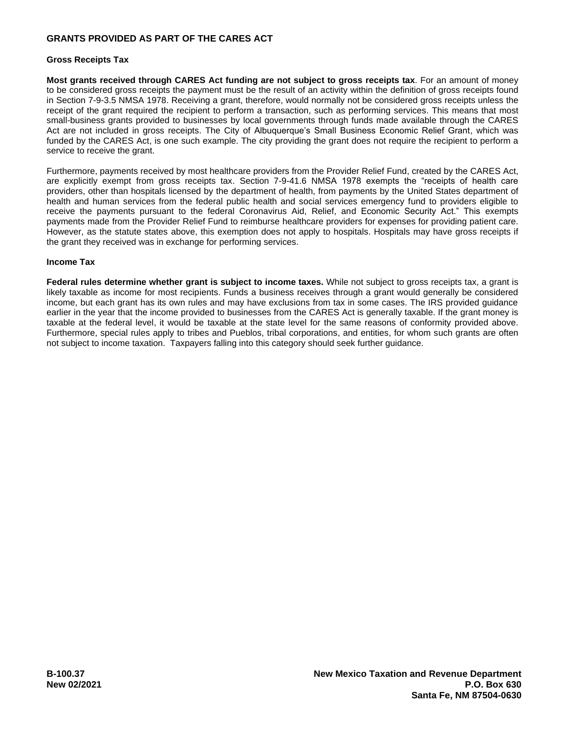## GRANTS PROVIDED AS PART OF THE CARES ACT

### Gross Receipts Tax

**Most grants received through CARES Act funding are not subject to gross receipts tax**. For an amount of money to be considered gross receipts the payment must be the result of an activity within the definition of gross receipts found in Section 7-9-3.5 NMSA 1978. Receiving a grant, therefore, would normally not be considered gross receipts unless the receipt of the grant required the recipient to perform a transaction, such as performing services. This means that most small-business grants provided to businesses by local governments through funds made available through the CARES Act are not included in gross receipts. The City of Albuquerque's Small Business Economic Relief Grant, which was funded by the CARES Act, is one such example. The city providing the grant does not require the recipient to perform a service to receive the grant.

Furthermore, payments received by most healthcare providers from the Provider Relief Fund, created by the CARES Act, are explicitly exempt from gross receipts tax. Section 7-9-41.6 NMSA 1978 exempts the "receipts of health care providers, other than hospitals licensed by the department of health, from payments by the United States department of health and human services from the federal public health and social services emergency fund to providers eligible to receive the payments pursuant to the federal Coronavirus Aid, Relief, and Economic Security Act." This exempts payments made from the Provider Relief Fund to reimburse healthcare providers for expenses for providing patient care. However, as the statute states above, this exemption does not apply to hospitals. Hospitals may have gross receipts if the grant they received was in exchange for performing services.

### Income Tax

**Federal rules determine whether grant is subject to income taxes.** While not subject to gross receipts tax, a grant is likely taxable as income for most recipients. Funds a business receives through a grant would generally be considered income, but each grant has its own rules and may have exclusions from tax in some cases. The IRS provided guidance earlier in the year that the income provided to businesses from the CARES Act is generally taxable. If the grant money is taxable at the federal level, it would be taxable at the state level for the same reasons of conformity provided above. Furthermore, special rules apply to tribes and Pueblos, tribal corporations, and entities, for whom such grants are often not subject to income taxation. Taxpayers falling into this category should seek further guidance.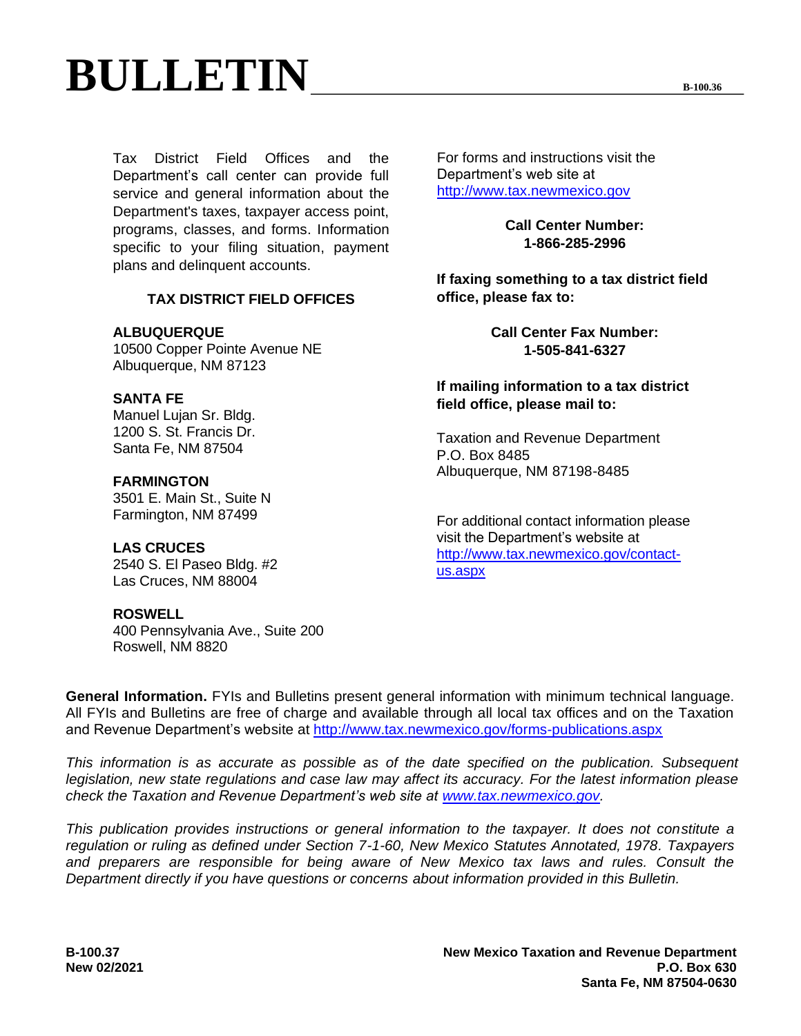# BULLETIN

B-100.36

Tax District Field Offices and the Department's call center can provide full service and general information about the Department's taxes, taxpayer access point, programs, classes, and forms. Information specific to your filing situation, payment plans and delinquent accounts.

### TAX DISTRICT FIELD OFFICES

**ALBUQUERQUE**
10500 Copper Pointe Avenue NE
Albuquerque, NM 87123

**SANTA FE**
Manuel Lujan Sr. Bldg.
1200 S. St. Francis Dr.
Santa Fe, NM 87504

**FARMINGTON**
3501 E. Main St., Suite N
Farmington, NM 87499

**LAS CRUCES**
2540 S. El Paseo Bldg. #2
Las Cruces, NM 88004

**ROSWELL**
400 Pennsylvania Ave., Suite 200
Roswell, NM 8820

For forms and instructions visit the Department's web site at http://www.tax.newmexico.gov

**Call Center Number:**
**1-866-285-2996**

**If faxing something to a tax district field office, please fax to:**

**Call Center Fax Number:**
**1-505-841-6327**

**If mailing information to a tax district field office, please mail to:**

Taxation and Revenue Department
P.O. Box 8485
Albuquerque, NM 87198-8485

For additional contact information please visit the Department's website at http://www.tax.newmexico.gov/contact-us.aspx

**General Information.** FYIs and Bulletins present general information with minimum technical language. All FYIs and Bulletins are free of charge and available through all local tax offices and on the Taxation and Revenue Department's website at http://www.tax.newmexico.gov/forms-publications.aspx

*This information is as accurate as possible as of the date specified on the publication. Subsequent legislation, new state regulations and case law may affect its accuracy. For the latest information please check the Taxation and Revenue Department's web site at www.tax.newmexico.gov.*

*This publication provides instructions or general information to the taxpayer. It does not constitute a regulation or ruling as defined under Section 7-1-60, New Mexico Statutes Annotated, 1978. Taxpayers and preparers are responsible for being aware of New Mexico tax laws and rules. Consult the Department directly if you have questions or concerns about information provided in this Bulletin.*

**B-100.37**
**New 02/2021**

**New Mexico Taxation and Revenue Department**
**P.O. Box 630**
**Santa Fe, NM 87504-0630**